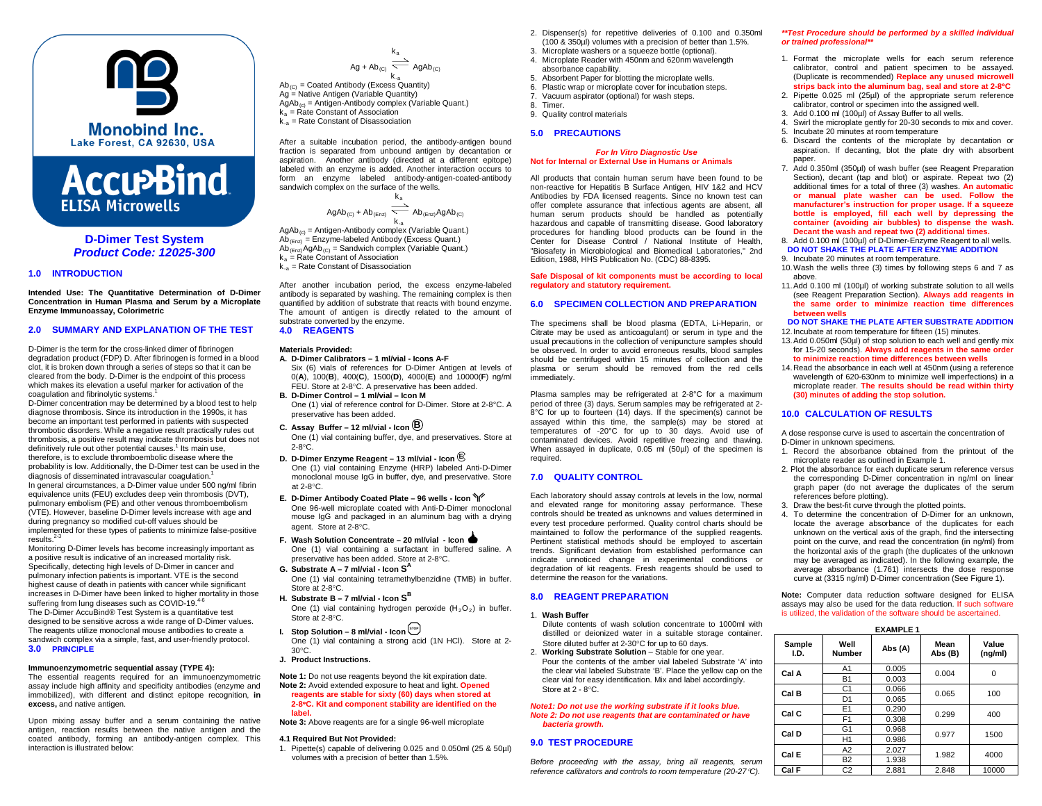Monobind Inc.
Lake Forest, CA 92630, USA

AccuBind
ELISA Microwells

## D-Dimer Test System
## *Product Code: 12025-300*

## 1.0 INTRODUCTION

**Intended Use: The Quantitative Determination of D-Dimer Concentration in Human Plasma and Serum by a Microplate Enzyme Immunoassay, Colorimetric**

## 2.0 SUMMARY AND EXPLANATION OF THE TEST

D-Dimer is the term for the cross-linked dimer of fibrinogen degradation product (FDP) D. After fibrinogen is formed in a blood clot, it is broken down through a series of steps so that it can be cleared from the body. D-Dimer is the endpoint of this process which makes its elevation a useful marker for activation of the coagulation and fibrinolytic systems.[1]

D-Dimer concentration may be determined by a blood test to help diagnose thrombosis. Since its introduction in the 1990s, it has become an important test performed in patients with suspected thrombotic disorders. While a negative result practically rules out thrombosis, a positive result may indicate thrombosis but does not definitively rule out other potential causes.[1] Its main use, therefore, is to exclude thromboembolic disease where the probability is low. Additionally, the D-Dimer test can be used in the diagnosis of disseminated intravascular coagulation.[1]

In general circumstances, a D-Dimer value under 500 ng/ml fibrin equivalence units (FEU) excludes deep vein thrombosis (DVT), pulmonary embolism (PE) and other venous thromboembolism (VTE). However, baseline D-Dimer levels increase with age and during pregnancy so modified cut-off values should be implemented for these types of patients to minimize false-positive results.[2-3]

Monitoring D-Dimer levels has become increasingly important as a positive result is indicative of an increased mortality risk. Specifically, detecting high levels of D-Dimer in cancer and pulmonary infection patients is important. VTE is the second highest cause of death in patients with cancer while significant increases in D-Dimer have been linked to higher mortality in those suffering from lung diseases such as COVID-19.[4-6]

The D-Dimer AccuBind® Test System is a quantitative test designed to be sensitive across a wide range of D-Dimer values. The reagents utilize monoclonal mouse antibodies to create a sandwich complex via a simple, fast, and user-friendly protocol.

## 3.0 PRINCIPLE

**Immunoenzymometric sequential assay (TYPE 4):**

The essential reagents required for an immunoenzymometric assay include high affinity and specificity antibodies (enzyme and immobilized), with different and distinct epitope recognition, **in excess,** and native antigen.

Upon mixing assay buffer and a serum containing the native antigen, reaction results between the native antigen and the coated antibody, forming an antibody-antigen complex. This interaction is illustrated below:

$$Ag + Ab_{(C)} \underset{k_{-a}}{\overset{k_a}{\rightleftharpoons}} AgAb_{(C)}$$

$Ab_{(C)}$ = Coated Antibody (Excess Quantity)
Ag = Native Antigen (Variable Quantity)
$AgAb_{(C)}$ = Antigen-Antibody complex (Variable Quant.)
$k_a$ = Rate Constant of Association
$k_{-a}$ = Rate Constant of Disassociation

After a suitable incubation period, the antibody-antigen bound fraction is separated from unbound antigen by decantation or aspiration. Another antibody (directed at a different epitope) labeled with an enzyme is added. Another interaction occurs to form an enzyme labeled antibody-antigen-coated-antibody sandwich complex on the surface of the wells.

$$AgAb_{(C)} + Ab_{(Enz)} \underset{k_{-a}}{\overset{k_a}{\rightleftharpoons}} Ab_{(Enz)}AgAb_{(C)}$$

$AgAb_{(C)}$ = Antigen-Antibody complex (Variable Quant.)
$Ab_{(Enz)}$ = Enzyme-labeled Antibody (Excess Quant.)
$Ab_{(Enz)}AgAb_{(C)}$ = Sandwich complex (Variable Quant.)
$k_a$ = Rate Constant of Association
$k_{-a}$ = Rate Constant of Disassociation

After another incubation period, the excess enzyme-labeled antibody is separated by washing. The remaining complex is then quantified by addition of substrate that reacts with bound enzyme. The amount of antigen is directly related to the amount of substrate converted by the enzyme.

## 4.0 REAGENTS

**Materials Provided:**

**A. D-Dimer Calibrators – 1 ml/vial - Icons A-F**
Six (6) vials of references for D-Dimer Antigen at levels of 0(**A**), 100(**B**), 400(**C**), 1500(**D**), 4000(**E**) and 10000(**F**) ng/ml FEU. Store at 2-8°C. A preservative has been added.

**B. D-Dimer Control – 1 ml/vial – Icon M**
One (1) vial of reference control for D-Dimer. Store at 2-8°C. A preservative has been added.

**C. Assay Buffer – 12 ml/vial - Icon Ⓑ**
One (1) vial containing buffer, dye, and preservatives. Store at 2-8°C.

**D. D-Dimer Enzyme Reagent – 13 ml/vial - Icon Ⓔ**
One (1) vial containing Enzyme (HRP) labeled Anti-D-Dimer monoclonal mouse IgG in buffer, dye, and preservative. Store at 2-8°C.

**E. D-Dimer Antibody Coated Plate – 96 wells - Icon**
One 96-well microplate coated with Anti-D-Dimer monoclonal mouse IgG and packaged in an aluminum bag with a drying agent. Store at 2-8°C.

**F. Wash Solution Concentrate – 20 ml/vial - Icon**
One (1) vial containing a surfactant in buffered saline. A preservative has been added. Store at 2-8°C.

**G. Substrate A – 7 ml/vial - Icon $S^A$**
One (1) vial containing tetramethylbenzidine (TMB) in buffer. Store at 2-8°C.

**H. Substrate B – 7 ml/vial - Icon $S^B$**
One (1) vial containing hydrogen peroxide ($H_2O_2$) in buffer. Store at 2-8°C.

**I. Stop Solution – 8 ml/vial - Icon STOP**
One (1) vial containing a strong acid (1N HCl). Store at 2-30°C.

**J. Product Instructions.**

**Note 1:** Do not use reagents beyond the kit expiration date.
**Note 2:** Avoid extended exposure to heat and light. **Opened reagents are stable for sixty (60) days when stored at 2-8ºC. Kit and component stability are identified on the label.**
**Note 3:** Above reagents are for a single 96-well microplate

**4.1 Required But Not Provided:**

1. Pipette(s) capable of delivering 0.025 and 0.050ml (25 & 50µl) volumes with a precision of better than 1.5%.
2. Dispenser(s) for repetitive deliveries of 0.100 and 0.350ml (100 & 350µl) volumes with a precision of better than 1.5%.
3. Microplate washers or a squeeze bottle (optional).
4. Microplate Reader with 450nm and 620nm wavelength absorbance capability.
5. Absorbent Paper for blotting the microplate wells.
6. Plastic wrap or microplate cover for incubation steps.
7. Vacuum aspirator (optional) for wash steps.
8. Timer.
9. Quality control materials

## 5.0 PRECAUTIONS

***For In Vitro Diagnostic Use***
**Not for Internal or External Use in Humans or Animals**

All products that contain human serum have been found to be non-reactive for Hepatitis B Surface Antigen, HIV 1&2 and HCV Antibodies by FDA licensed reagents. Since no known test can offer complete assurance that infectious agents are absent, all human serum products should be handled as potentially hazardous and capable of transmitting disease. Good laboratory procedures for handling blood products can be found in the Center for Disease Control / National Institute of Health, "Biosafety in Microbiological and Biomedical Laboratories," 2nd Edition, 1988, HHS Publication No. (CDC) 88-8395.

**Safe Disposal of kit components must be according to local regulatory and statutory requirement.**

## 6.0 SPECIMEN COLLECTION AND PREPARATION

The specimens shall be blood plasma (EDTA, Li-Heparin, or Citrate may be used as anticoagulant) or serum in type and the usual precautions in the collection of venipuncture samples should be observed. In order to avoid erroneous results, blood samples should be centrifuged within 15 minutes of collection and the plasma or serum should be removed from the red cells immediately.

Plasma samples may be refrigerated at 2-8°C for a maximum period of three (3) days. Serum samples may be refrigerated at 2-8°C for up to fourteen (14) days. If the specimen(s) cannot be assayed within this time, the sample(s) may be stored at temperatures of -20°C for up to 30 days. Avoid use of contaminated devices. Avoid repetitive freezing and thawing. When assayed in duplicate, 0.05 ml (50µl) of the specimen is required.

## 7.0 QUALITY CONTROL

Each laboratory should assay controls at levels in the low, normal and elevated range for monitoring assay performance. These controls should be treated as unknowns and values determined in every test procedure performed. Quality control charts should be maintained to follow the performance of the supplied reagents. Pertinent statistical methods should be employed to ascertain trends. Significant deviation from established performance can indicate unnoticed change in experimental conditions or degradation of kit reagents. Fresh reagents should be used to determine the reason for the variations.

## 8.0 REAGENT PREPARATION

1. **Wash Buffer**
Dilute contents of wash solution concentrate to 1000ml with distilled or deionized water in a suitable storage container. Store diluted buffer at 2-30°C for up to 60 days.
2. **Working Substrate Solution** – Stable for one year.
Pour the contents of the amber vial labeled Substrate 'A' into the clear vial labeled Substrate 'B'. Place the yellow cap on the clear vial for easy identification. Mix and label accordingly. Store at 2 - 8°C.

***Note1: Do not use the working substrate if it looks blue.***
***Note 2: Do not use reagents that are contaminated or have bacteria growth.***

## 9.0 TEST PROCEDURE

*Before proceeding with the assay, bring all reagents, serum reference calibrators and controls to room temperature (20-27°C).*

***\*\*Test Procedure should be performed by a skilled individual or trained professional\*\****

1. Format the microplate wells for each serum reference calibrator, control and patient specimen to be assayed. (Duplicate is recommended) **Replace any unused microwell strips back into the aluminum bag, seal and store at 2-8ºC**
2. Pipette 0.025 ml (25µl) of the appropriate serum reference calibrator, control or specimen into the assigned well.
3. Add 0.100 ml (100µl) of Assay Buffer to all wells.
4. Swirl the microplate gently for 20-30 seconds to mix and cover.
5. Incubate 20 minutes at room temperature
6. Discard the contents of the microplate by decantation or aspiration. If decanting, blot the plate dry with absorbent paper.
7. Add 0.350ml (350µl) of wash buffer (see Reagent Preparation Section), decant (tap and blot) or aspirate. Repeat two (2) additional times for a total of three (3) washes. **An automatic or manual plate washer can be used. Follow the manufacturer's instruction for proper usage. If a squeeze bottle is employed, fill each well by depressing the container (avoiding air bubbles) to dispense the wash. Decant the wash and repeat two (2) additional times.**
8. Add 0.100 ml (100µl) of D-Dimer Enzyme Reagent to all wells.
**DO NOT SHAKE THE PLATE AFTER ENZYME ADDITION**
9. Incubate 20 minutes at room temperature.
10. Wash the wells three (3) times by following steps 6 and 7 as above.
11. Add 0.100 ml (100µl) of working substrate solution to all wells (see Reagent Preparation Section). **Always add reagents in the same order to minimize reaction time differences between wells**
**DO NOT SHAKE THE PLATE AFTER SUBSTRATE ADDITION**
12. Incubate at room temperature for fifteen (15) minutes.
13. Add 0.050ml (50µl) of stop solution to each well and gently mix for 15-20 seconds). **Always add reagents in the same order to minimize reaction time differences between wells**
14. Read the absorbance in each well at 450nm (using a reference wavelength of 620-630nm to minimize well imperfections) in a microplate reader. **The results should be read within thirty (30) minutes of adding the stop solution.**

## 10.0 CALCULATION OF RESULTS

A dose response curve is used to ascertain the concentration of D-Dimer in unknown specimens.

1. Record the absorbance obtained from the printout of the microplate reader as outlined in Example 1.
2. Plot the absorbance for each duplicate serum reference versus the corresponding D-Dimer concentration in ng/ml on linear graph paper (do not average the duplicates of the serum references before plotting).
3. Draw the best-fit curve through the plotted points.
4. To determine the concentration of D-Dimer for an unknown, locate the average absorbance of the duplicates for each unknown on the vertical axis of the graph, find the intersecting point on the curve, and read the concentration (in ng/ml) from the horizontal axis of the graph (the duplicates of the unknown may be averaged as indicated). In the following example, the average absorbance (1.761) intersects the dose response curve at (3315 ng/ml) D-Dimer concentration (See Figure 1).

**Note:** Computer data reduction software designed for ELISA assays may also be used for the data reduction. If such software is utilized, the validation of the software should be ascertained.

**EXAMPLE 1**

| Sample I.D. | Well Number | Abs (A) | Mean Abs (B) | Value (ng/ml) |
|---|---|---|---|---|
| Cal A | A1 | 0.005 | 0.004 | 0 |
| | B1 | 0.003 | | |
| Cal B | C1 | 0.066 | 0.065 | 100 |
| | D1 | 0.065 | | |
| Cal C | E1 | 0.290 | 0.299 | 400 |
| | F1 | 0.308 | | |
| Cal D | G1 | 0.968 | 0.977 | 1500 |
| | H1 | 0.986 | | |
| Cal E | A2 | 2.027 | 1.982 | 4000 |
| | B2 | 1.938 | | |
| Cal F | C2 | 2.881 | 2.848 | 10000 |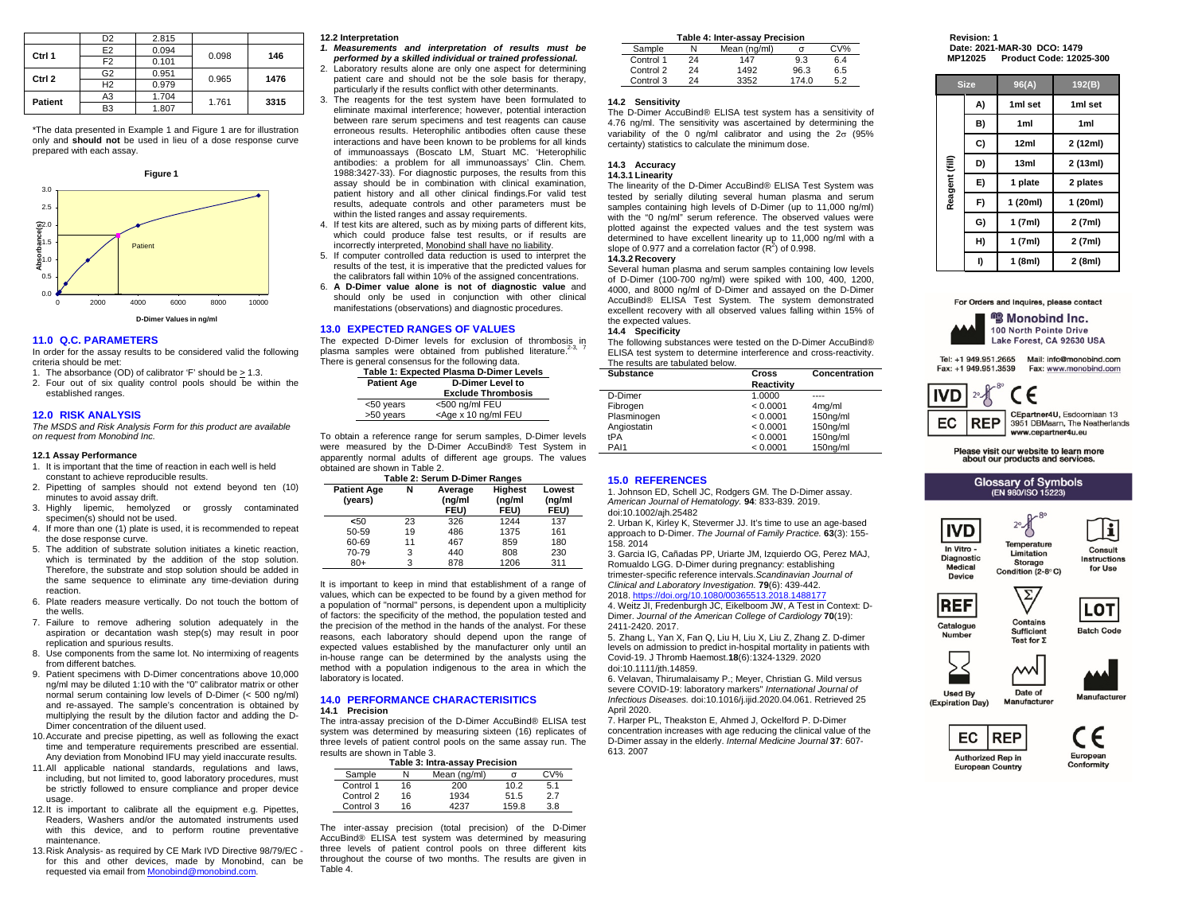| | | | | |
|---|---|---|---|---|
| | D2 | 2.815 | | |
| Ctrl 1 | E2 | 0.094 | 0.098 | 146 |
| | F2 | 0.101 | | |
| Ctrl 2 | G2 | 0.951 | 0.965 | 1476 |
| | H2 | 0.979 | | |
| Patient | A3 | 1.704 | 1.761 | 3315 |
| | B3 | 1.807 | | |

*The data presented in Example 1 and Figure 1 are for illustration only and **should not** be used in lieu of a dose response curve prepared with each assay.

**Figure 1**

Absorbance(s)
3.0
2.5
2.0
1.5
1.0
0.5
0.0
0
2000
4000
6000
8000
10000
Patient
D-Dimer Values in ng/ml

## 11.0 Q.C. PARAMETERS

In order for the assay results to be considered valid the following criteria should be met:

1. The absorbance (OD) of calibrator 'F' should be $\geq$ 1.3.
2. Four out of six quality control pools should be within the established ranges.

## 12.0 RISK ANALYSIS

*The MSDS and Risk Analysis Form for this product are available on request from Monobind Inc.*

### 12.1 Assay Performance

1. It is important that the time of reaction in each well is held constant to achieve reproducible results.
2. Pipetting of samples should not extend beyond ten (10) minutes to avoid assay drift.
3. Highly lipemic, hemolyzed or grossly contaminated specimen(s) should not be used.
4. If more than one (1) plate is used, it is recommended to repeat the dose response curve.
5. The addition of substrate solution initiates a kinetic reaction, which is terminated by the addition of the stop solution. Therefore, the substrate and stop solution should be added in the same sequence to eliminate any time-deviation during reaction.
6. Plate readers measure vertically. Do not touch the bottom of the wells.
7. Failure to remove adhering solution adequately in the aspiration or decantation wash step(s) may result in poor replication and spurious results.
8. Use components from the same lot. No intermixing of reagents from different batches.
9. Patient specimens with D-Dimer concentrations above 10,000 ng/ml may be diluted 1:10 with the "0" calibrator matrix or other normal serum containing low levels of D-Dimer (< 500 ng/ml) and re-assayed. The sample's concentration is obtained by multiplying the result by the dilution factor and adding the D-Dimer concentration of the diluent used.
10. Accurate and precise pipetting, as well as following the exact time and temperature requirements prescribed are essential. Any deviation from Monobind IFU may yield inaccurate results.
11. All applicable national standards, regulations and laws, including, but not limited to, good laboratory procedures, must be strictly followed to ensure compliance and proper device usage.
12. It is important to calibrate all the equipment e.g. Pipettes, Readers, Washers and/or the automated instruments used with this device, and to perform routine preventative maintenance.
13. Risk Analysis- as required by CE Mark IVD Directive 98/79/EC - for this and other devices, made by Monobind, can be requested via email from Monobind@monobind.com.

### 12.2 Interpretation

1. ***Measurements and interpretation of results must be performed by a skilled individual or trained professional.***
2. Laboratory results alone are only one aspect for determining patient care and should not be the sole basis for therapy, particularly if the results conflict with other determinants.
3. The reagents for the test system have been formulated to eliminate maximal interference; however, potential interaction between rare serum specimens and test reagents can cause erroneous results. Heterophilic antibodies often cause these interactions and have been known to be problems for all kinds of immunoassays (Boscato LM, Stuart MC. 'Heterophilic antibodies: a problem for all immunoassays' Clin. Chem. 1988:3427-33). For diagnostic purposes, the results from this assay should be in combination with clinical examination, patient history and all other clinical findings.For valid test results, adequate controls and other parameters must be within the listed ranges and assay requirements.
4. If test kits are altered, such as by mixing parts of different kits, which could produce false test results, or if results are incorrectly interpreted, Monobind shall have no liability.
5. If computer controlled data reduction is used to interpret the results of the test, it is imperative that the predicted values for the calibrators fall within 10% of the assigned concentrations.
6. **A D-Dimer value alone is not of diagnostic value** and should only be used in conjunction with other clinical manifestations (observations) and diagnostic procedures.

## 13.0 EXPECTED RANGES OF VALUES

The expected D-Dimer levels for exclusion of thrombosis in plasma samples were obtained from published literature.[2-3, 7] There is general consensus for the following data.

**Table 1: Expected Plasma D-Dimer Levels**

| Patient Age | D-Dimer Level to Exclude Thrombosis |
|---|---|
| <50 years | <500 ng/ml FEU |
| >50 years | <Age x 10 ng/ml FEU |

To obtain a reference range for serum samples, D-Dimer levels were measured by the D-Dimer AccuBind® Test System in apparently normal adults of different age groups. The values obtained are shown in Table 2.

**Table 2: Serum D-Dimer Ranges**

| Patient Age (years) | N | Average (ng/ml FEU) | Highest (ng/ml FEU) | Lowest (ng/ml FEU) |
|---|---|---|---|---|
| <50 | 23 | 326 | 1244 | 137 |
| 50-59 | 19 | 486 | 1375 | 161 |
| 60-69 | 11 | 467 | 859 | 180 |
| 70-79 | 3 | 440 | 808 | 230 |
| 80+ | 3 | 878 | 1206 | 311 |

It is important to keep in mind that establishment of a range of values, which can be expected to be found by a given method for a population of "normal" persons, is dependent upon a multiplicity of factors: the specificity of the method, the population tested and the precision of the method in the hands of the analyst. For these reasons, each laboratory should depend upon the range of expected values established by the manufacturer only until an in-house range can be determined by the analysts using the method with a population indigenous to the area in which the laboratory is located.

## 14.0 PERFORMANCE CHARACTERISITICS

### 14.1 Precision

The intra-assay precision of the D-Dimer AccuBind® ELISA test system was determined by measuring sixteen (16) replicates of three levels of patient control pools on the same assay run. The results are shown in Table 3.

**Table 3: Intra-assay Precision**

| Sample | N | Mean (ng/ml) | σ | CV% |
|---|---|---|---|---|
| Control 1 | 16 | 200 | 10.2 | 5.1 |
| Control 2 | 16 | 1934 | 51.5 | 2.7 |
| Control 3 | 16 | 4237 | 159.8 | 3.8 |

The inter-assay precision (total precision) of the D-Dimer AccuBind® ELISA test system was determined by measuring three levels of patient control pools on three different kits throughout the course of two months. The results are given in Table 4.

**Table 4: Inter-assay Precision**

| Sample | N | Mean (ng/ml) | σ | CV% |
|---|---|---|---|---|
| Control 1 | 24 | 147 | 9.3 | 6.4 |
| Control 2 | 24 | 1492 | 96.3 | 6.5 |
| Control 3 | 24 | 3352 | 174.0 | 5.2 |

### 14.2 Sensitivity

The D-Dimer AccuBind® ELISA test system has a sensitivity of 4.76 ng/ml. The sensitivity was ascertained by determining the variability of the 0 ng/ml calibrator and using the 2σ (95% certainty) statistics to calculate the minimum dose.

### 14.3 Accuracy

#### 14.3.1 Linearity

The linearity of the D-Dimer AccuBind® ELISA Test System was tested by serially diluting several human plasma and serum samples containing high levels of D-Dimer (up to 11,000 ng/ml) with the "0 ng/ml" serum reference. The observed values were plotted against the expected values and the test system was determined to have excellent linearity up to 11,000 ng/ml with a slope of 0.977 and a correlation factor ($R^2$) of 0.998.

#### 14.3.2 Recovery

Several human plasma and serum samples containing low levels of D-Dimer (100-700 ng/ml) were spiked with 100, 400, 1200, 4000, and 8000 ng/ml of D-Dimer and assayed on the D-Dimer AccuBind® ELISA Test System. The system demonstrated excellent recovery with all observed values falling within 15% of the expected values.

### 14.4 Specificity

The following substances were tested on the D-Dimer AccuBind® ELISA test system to determine interference and cross-reactivity. The results are tabulated below.

| Substance | Cross Reactivity | Concentration |
|---|---|---|
| D-Dimer | 1.0000 | ---- |
| Fibrogen | < 0.0001 | 4mg/ml |
| Plasminogen | < 0.0001 | 150ng/ml |
| Angiostatin | < 0.0001 | 150ng/ml |
| tPA | < 0.0001 | 150ng/ml |
| PAI1 | < 0.0001 | 150ng/ml |

## 15.0 REFERENCES

1. Johnson ED, Schell JC, Rodgers GM. The D-Dimer assay. *American Journal of Hematology.* **94**: 833-839. 2019. doi:10.1002/ajh.25482
2. Urban K, Kirley K, Stevermer JJ. It's time to use an age-based approach to D-Dimer. *The Journal of Family Practice.* **63**(3): 155-158. 2014
3. Garcia IG, Cañadas PP, Uriarte JM, Izquierdo OG, Perez MAJ, Romualdo LGG. D-Dimer during pregnancy: establishing trimester-specific reference intervals.*Scandinavian Journal of Clinical and Laboratory Investigation.* **79**(6): 439-442. 2018. https://doi.org/10.1080/00365513.2018.1488177
4. Weitz JI, Fredenburgh JC, Eikelboom JW, A Test in Context: D-Dimer. *Journal of the American College of Cardiology* **70**(19): 2411-2420. 2017.
5. Zhang L, Yan X, Fan Q, Liu H, Liu X, Liu Z, Zhang Z. D-dimer levels on admission to predict in-hospital mortality in patients with Covid-19. J Thromb Haemost.**18**(6):1324-1329. 2020 doi:10.1111/jth.14859.
6. Velavan, Thirumalaisamy P.; Meyer, Christian G. Mild versus severe COVID-19: laboratory markers" *International Journal of Infectious Diseases.* doi:10.1016/j.ijid.2020.04.061. Retrieved 25 April 2020.
7. Harper PL, Theakston E, Ahmed J, Ockelford P. D-Dimer concentration increases with age reducing the clinical value of the D-Dimer assay in the elderly. *Internal Medicine Journal* **37**: 607-613. 2007

**Revision: 1**
**Date: 2021-MAR-30 DCO: 1479**
**MP12025 Product Code: 12025-300**

| Size | | 96(A) | 192(B) |
|---|---|---|---|
| Reagent (fill) | A) | 1ml set | 1ml set |
| | B) | 1ml | 1ml |
| | C) | 12ml | 2 (12ml) |
| | D) | 13ml | 2 (13ml) |
| | E) | 1 plate | 2 plates |
| | F) | 1 (20ml) | 1 (20ml) |
| | G) | 1 (7ml) | 2 (7ml) |
| | H) | 1 (7ml) | 2 (7ml) |
| | I) | 1 (8ml) | 2 (8ml) |

For Orders and Inquires, please contact

**Monobind Inc.**
100 North Pointe Drive
Lake Forest, CA 92630 USA

Tel: +1 949.951.2665 Mail: info@monobind.com
Fax: +1 949.951.3539 Fax: www.monobind.com

CEpartner4U, Esdoornlaan 13
3951 DBMaarn, The Neatherlands
www.cepartner4u.eu

Please visit our website to learn more about our products and services.

**Glossary of Symbols**
(EN 980/ISO 15223)

In Vitro - Diagnostic Medical Device
Temperature Limitation Storage Condition (2-8°C)
Consult Instructions for Use
Catalogue Number
Contains Sufficient Test for Σ
Batch Code
Used By (Expiration Day)
Date of Manufacturer
Manufacturer
Authorized Rep in European Country
European Conformity